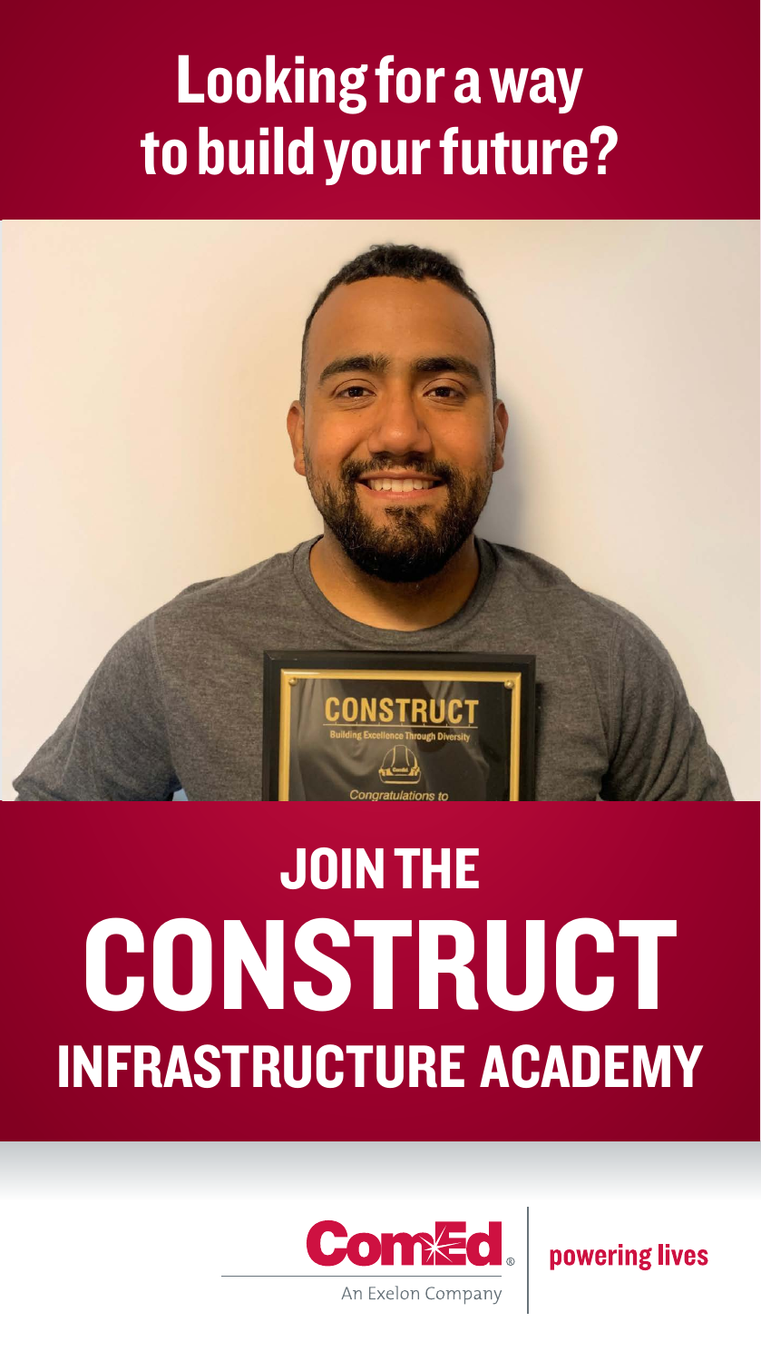# Looking for a way to build your future?

# JOIN THE CONSTRUCT INFRASTRUCTURE ACADEMY

ComEd® An Exelon Company | powering lives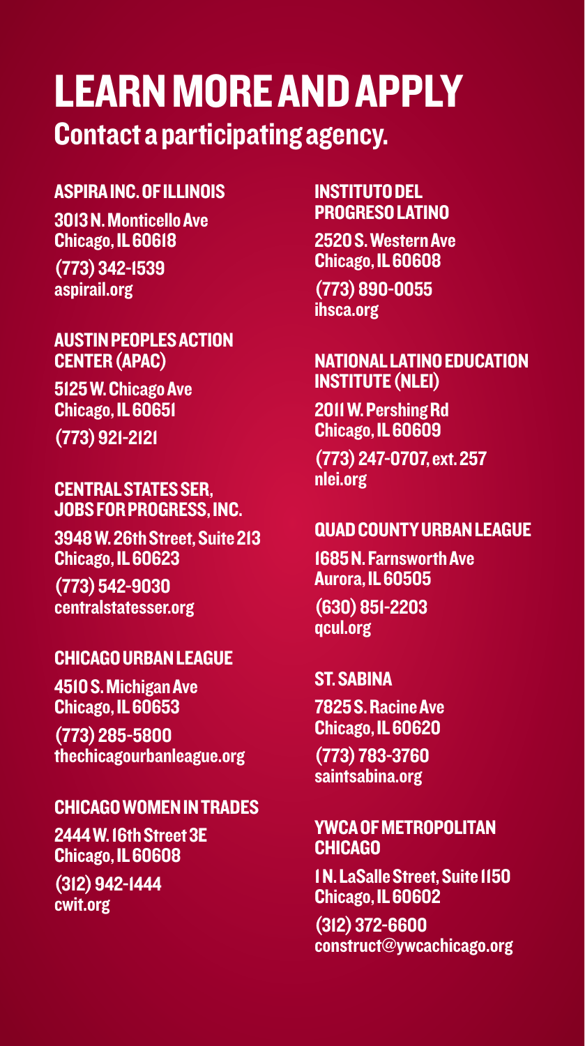# LEARN MORE AND APPLY

## Contact a participating agency.

### ASPIRA INC. OF ILLINOIS

3013 N. Monticello Ave
Chicago, IL 60618
(773) 342-1539
aspirail.org

### AUSTIN PEOPLES ACTION CENTER (APAC)

5125 W. Chicago Ave
Chicago, IL 60651
(773) 921-2121

### CENTRAL STATES SER, JOBS FOR PROGRESS, INC.

3948 W. 26th Street, Suite 213
Chicago, IL 60623
(773) 542-9030
centralstatesser.org

### CHICAGO URBAN LEAGUE

4510 S. Michigan Ave
Chicago, IL 60653
(773) 285-5800
thechicagourbanleague.org

### CHICAGO WOMEN IN TRADES

2444 W. 16th Street 3E
Chicago, IL 60608
(312) 942-1444
cwit.org

### INSTITUTO DEL PROGRESO LATINO

2520 S. Western Ave
Chicago, IL 60608
(773) 890-0055
ihsca.org

### NATIONAL LATINO EDUCATION INSTITUTE (NLEI)

2011 W. Pershing Rd
Chicago, IL 60609
(773) 247-0707, ext. 257
nlei.org

### QUAD COUNTY URBAN LEAGUE

1685 N. Farnsworth Ave
Aurora, IL 60505
(630) 851-2203
qcul.org

### ST. SABINA

7825 S. Racine Ave
Chicago, IL 60620
(773) 783-3760
saintsabina.org

### YWCA OF METROPOLITAN CHICAGO

1 N. LaSalle Street, Suite 1150
Chicago, IL 60602
(312) 372-6600
construct@ywcachicago.org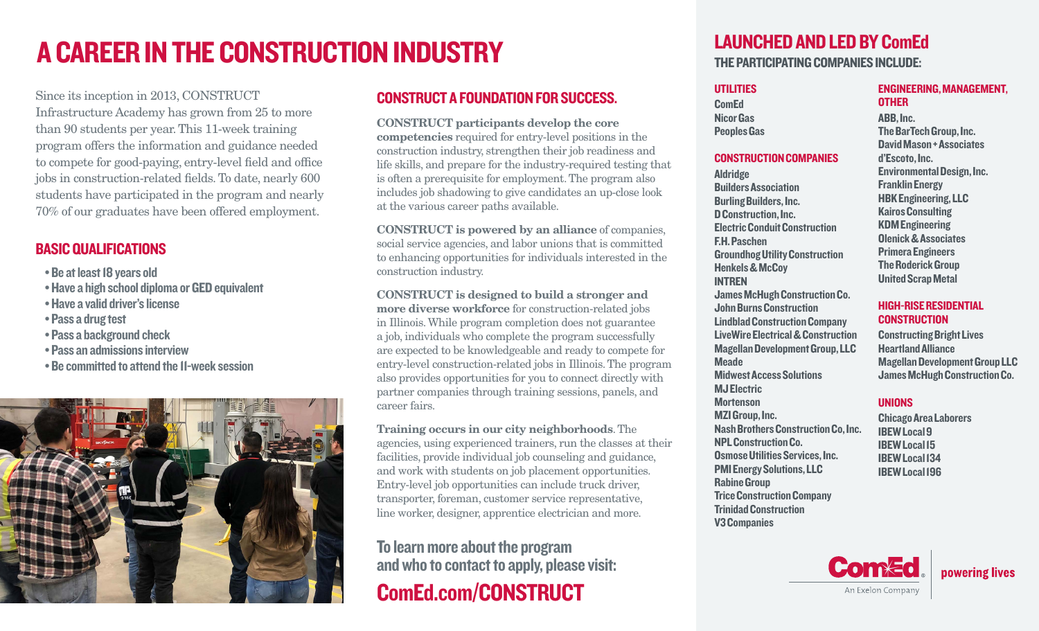# A CAREER IN THE CONSTRUCTION INDUSTRY

Since its inception in 2013, CONSTRUCT Infrastructure Academy has grown from 25 to more than 90 students per year. This 11-week training program offers the information and guidance needed to compete for good-paying, entry-level field and office jobs in construction-related fields. To date, nearly 600 students have participated in the program and nearly 70% of our graduates have been offered employment.

## BASIC QUALIFICATIONS

- Be at least 18 years old
- Have a high school diploma or GED equivalent
- Have a valid driver's license
- Pass a drug test
- Pass a background check
- Pass an admissions interview
- Be committed to attend the 11-week session

## CONSTRUCT A FOUNDATION FOR SUCCESS.

**CONSTRUCT participants develop the core competencies** required for entry-level positions in the construction industry, strengthen their job readiness and life skills, and prepare for the industry-required testing that is often a prerequisite for employment. The program also includes job shadowing to give candidates an up-close look at the various career paths available.

**CONSTRUCT is powered by an alliance** of companies, social service agencies, and labor unions that is committed to enhancing opportunities for individuals interested in the construction industry.

**CONSTRUCT is designed to build a stronger and more diverse workforce** for construction-related jobs in Illinois. While program completion does not guarantee a job, individuals who complete the program successfully are expected to be knowledgeable and ready to compete for entry-level construction-related jobs in Illinois. The program also provides opportunities for you to connect directly with partner companies through training sessions, panels, and career fairs.

**Training occurs in our city neighborhoods**. The agencies, using experienced trainers, run the classes at their facilities, provide individual job counseling and guidance, and work with students on job placement opportunities. Entry-level job opportunities can include truck driver, transporter, foreman, customer service representative, line worker, designer, apprentice electrician and more.

**To learn more about the program and who to contact to apply, please visit:**

**ComEd.com/CONSTRUCT**

## LAUNCHED AND LED BY ComEd

**THE PARTICIPATING COMPANIES INCLUDE:**

### UTILITIES

ComEd
Nicor Gas
Peoples Gas

### CONSTRUCTION COMPANIES

Aldridge
Builders Association
Burling Builders, Inc.
D Construction, Inc.
Electric Conduit Construction
F.H. Paschen
Groundhog Utility Construction
Henkels & McCoy
INTREN
James McHugh Construction Co.
John Burns Construction
Lindblad Construction Company
LiveWire Electrical & Construction
Magellan Development Group, LLC
Meade
Midwest Access Solutions
MJ Electric
Mortenson
MZI Group, Inc.
Nash Brothers Construction Co, Inc.
NPL Construction Co.
Osmose Utilities Services, Inc.
PMI Energy Solutions, LLC
Rabine Group
Trice Construction Company
Trinidad Construction
V3 Companies

### ENGINEERING, MANAGEMENT, OTHER

ABB, Inc.
The BarTech Group, Inc.
David Mason + Associates
d'Escoto, Inc.
Environmental Design, Inc.
Franklin Energy
HBK Engineering, LLC
Kairos Consulting
KDM Engineering
Olenick & Associates
Primera Engineers
The Roderick Group
United Scrap Metal

### HIGH-RISE RESIDENTIAL CONSTRUCTION

Constructing Bright Lives
Heartland Alliance
Magellan Development Group LLC
James McHugh Construction Co.

### UNIONS

Chicago Area Laborers
IBEW Local 9
IBEW Local 15
IBEW Local 134
IBEW Local 196

ComEd. An Exelon Company | powering lives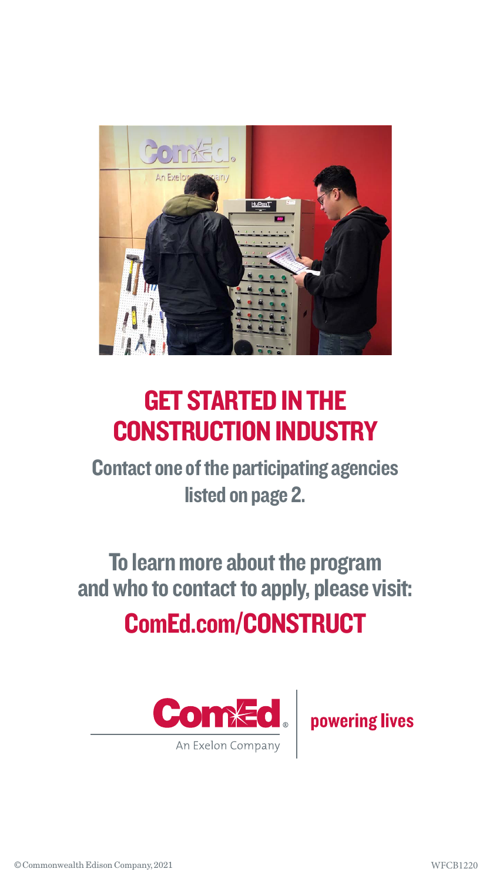# GET STARTED IN THE CONSTRUCTION INDUSTRY

**Contact one of the participating agencies listed on page 2.**

**To learn more about the program and who to contact to apply, please visit:**

## ComEd.com/CONSTRUCT

ComEd An Exelon Company | powering lives

© Commonwealth Edison Company, 2021

WFCB1220